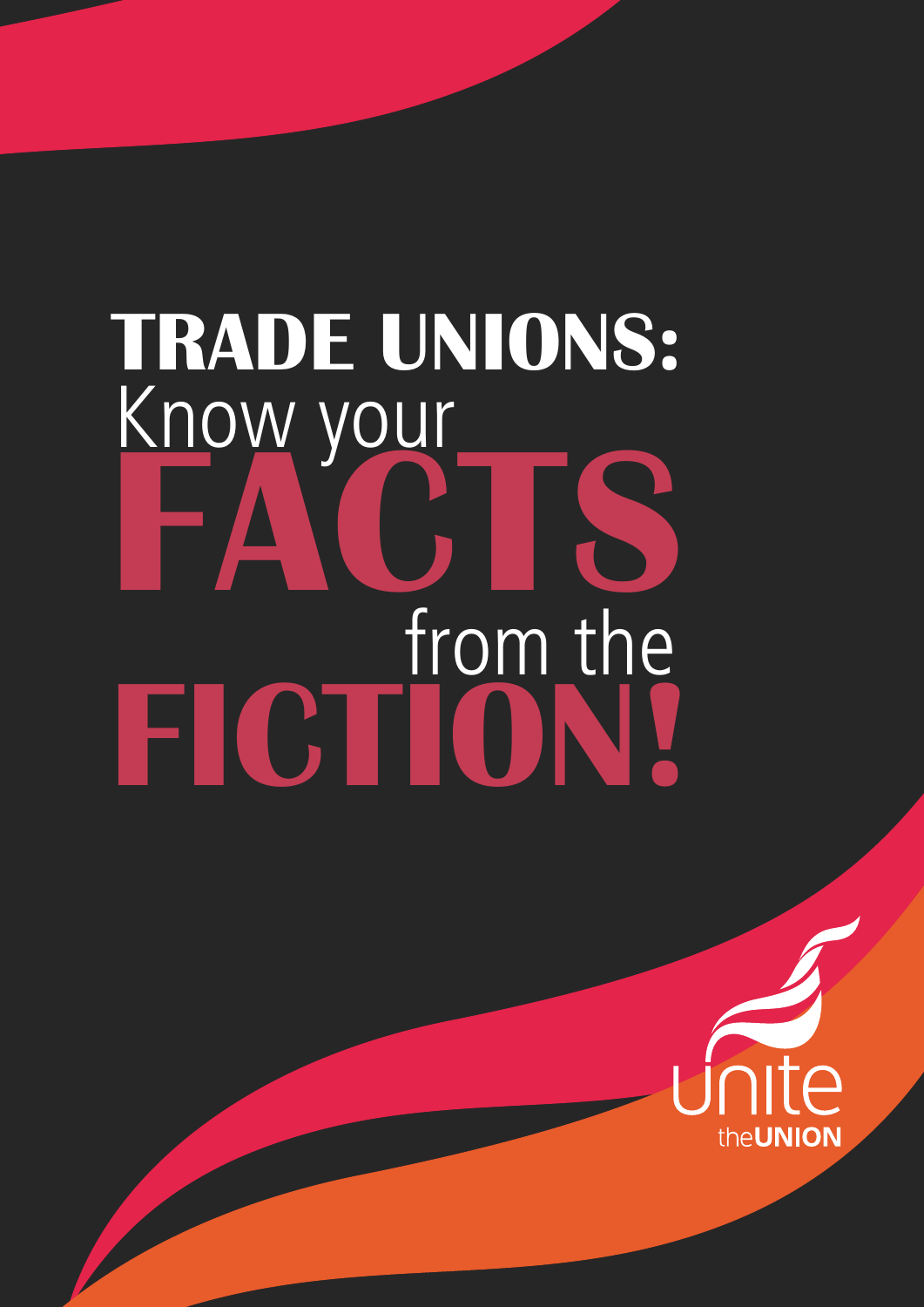# TRADE UNIONS: Know your FACTS from the FICTION!

unite the UNION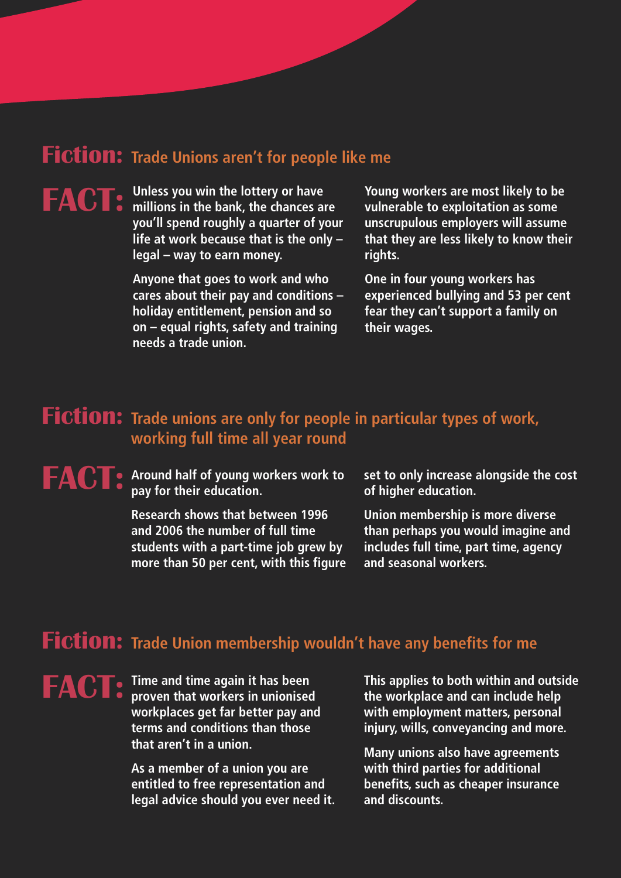## Fiction: Trade Unions aren't for people like me

**FACT:** Unless you win the lottery or have millions in the bank, the chances are you'll spend roughly a quarter of your life at work because that is the only – legal – way to earn money.

Anyone that goes to work and who cares about their pay and conditions – holiday entitlement, pension and so on – equal rights, safety and training needs a trade union.

Young workers are most likely to be vulnerable to exploitation as some unscrupulous employers will assume that they are less likely to know their rights.

One in four young workers has experienced bullying and 53 per cent fear they can't support a family on their wages.

## Fiction: Trade unions are only for people in particular types of work, working full time all year round

**FACT:** Around half of young workers work to pay for their education.

Research shows that between 1996 and 2006 the number of full time students with a part-time job grew by more than 50 per cent, with this figure set to only increase alongside the cost of higher education.

Union membership is more diverse than perhaps you would imagine and includes full time, part time, agency and seasonal workers.

## Fiction: Trade Union membership wouldn't have any benefits for me

**FACT:** Time and time again it has been proven that workers in unionised workplaces get far better pay and terms and conditions than those that aren't in a union.

As a member of a union you are entitled to free representation and legal advice should you ever need it.

This applies to both within and outside the workplace and can include help with employment matters, personal injury, wills, conveyancing and more.

Many unions also have agreements with third parties for additional benefits, such as cheaper insurance and discounts.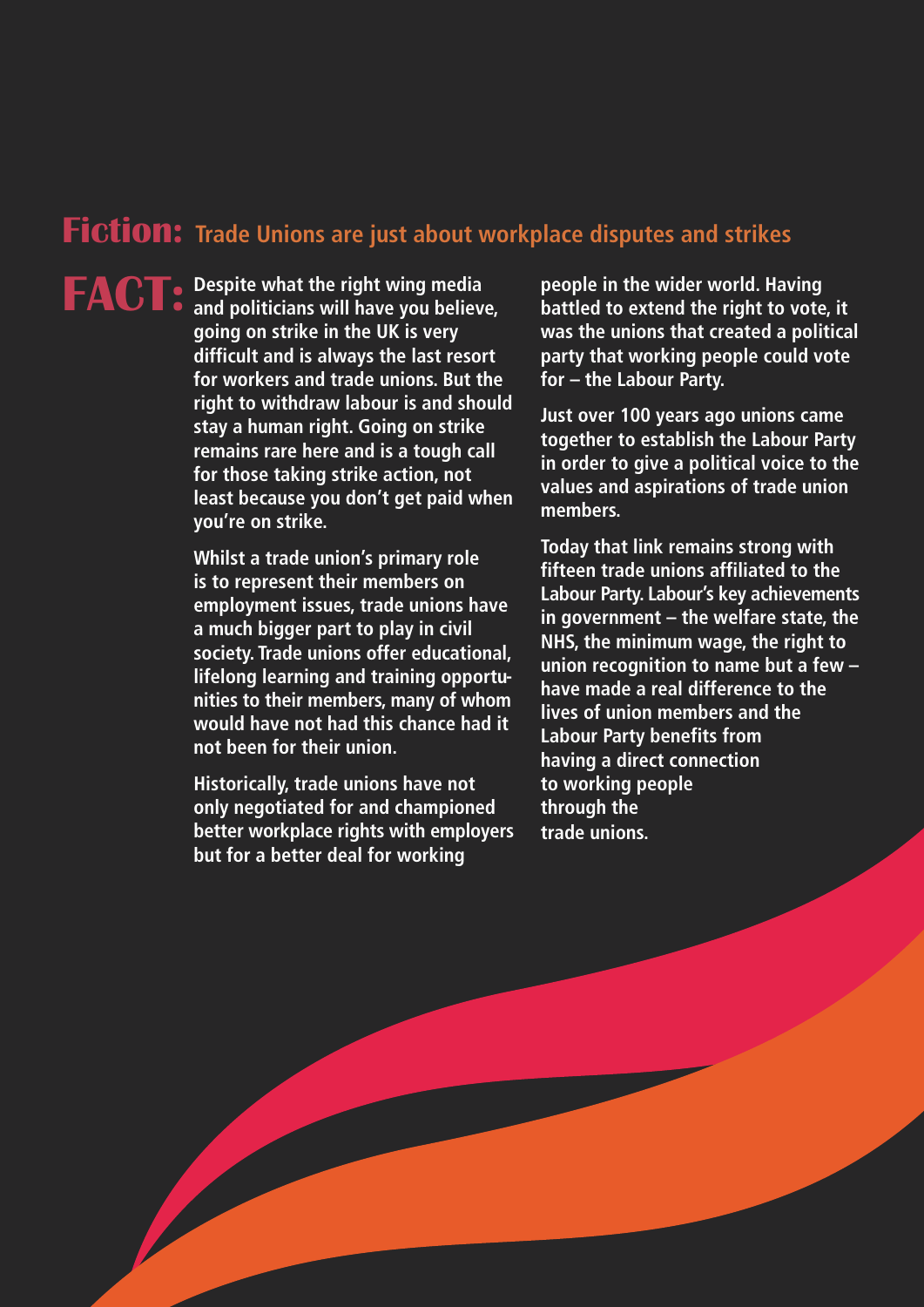## **Fiction:** Trade Unions are just about workplace disputes and strikes

**FACT:** Despite what the right wing media and politicians will have you believe, going on strike in the UK is very difficult and is always the last resort for workers and trade unions. But the right to withdraw labour is and should stay a human right. Going on strike remains rare here and is a tough call for those taking strike action, not least because you don't get paid when you're on strike.

Whilst a trade union's primary role is to represent their members on employment issues, trade unions have a much bigger part to play in civil society. Trade unions offer educational, lifelong learning and training opportunities to their members, many of whom would have not had this chance had it not been for their union.

Historically, trade unions have not only negotiated for and championed better workplace rights with employers but for a better deal for working people in the wider world. Having battled to extend the right to vote, it was the unions that created a political party that working people could vote for – the Labour Party.

Just over 100 years ago unions came together to establish the Labour Party in order to give a political voice to the values and aspirations of trade union members.

Today that link remains strong with fifteen trade unions affiliated to the Labour Party. Labour's key achievements in government – the welfare state, the NHS, the minimum wage, the right to union recognition to name but a few – have made a real difference to the lives of union members and the Labour Party benefits from having a direct connection to working people through the trade unions.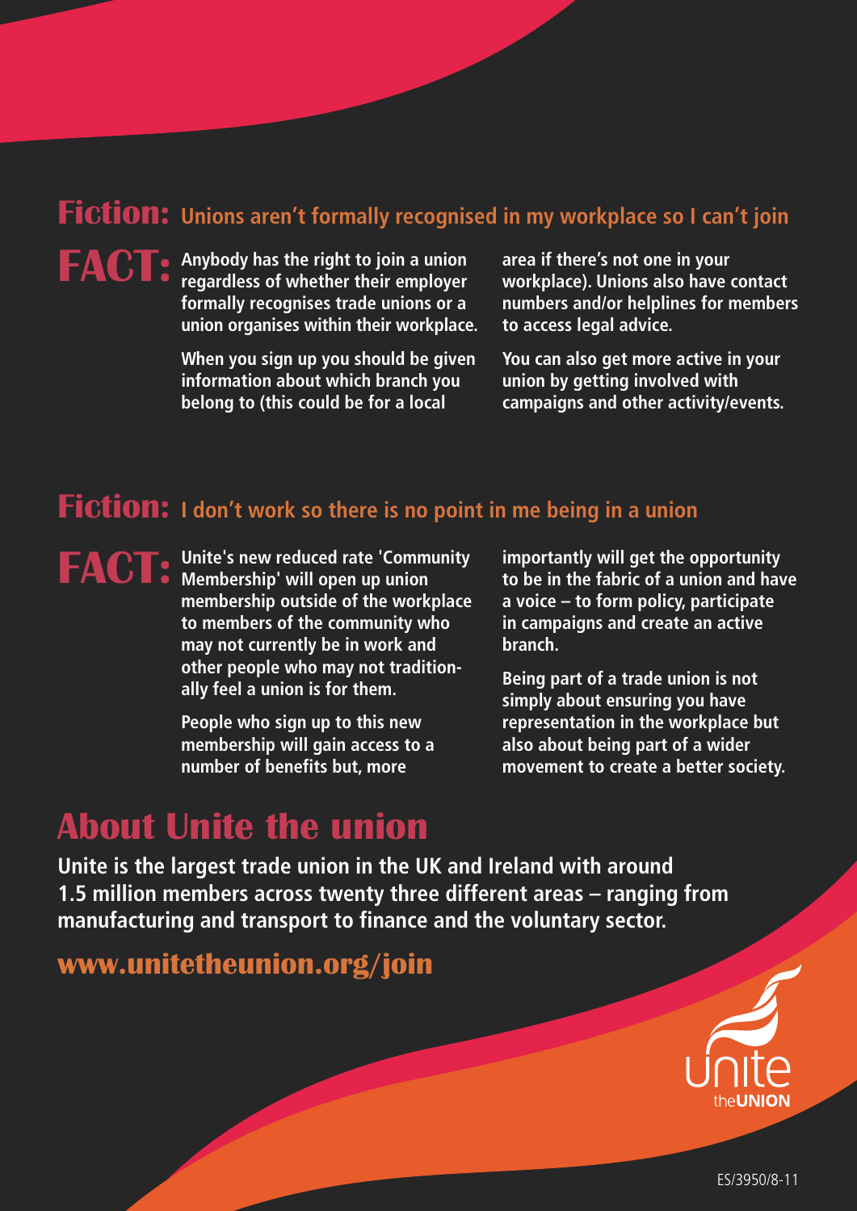## Fiction: Unions aren't formally recognised in my workplace so I can't join

**FACT:** Anybody has the right to join a union regardless of whether their employer formally recognises trade unions or a union organises within their workplace.

When you sign up you should be given information about which branch you belong to (this could be for a local area if there's not one in your workplace). Unions also have contact numbers and/or helplines for members to access legal advice.

You can also get more active in your union by getting involved with campaigns and other activity/events.

## Fiction: I don't work so there is no point in me being in a union

**FACT:** Unite's new reduced rate 'Community Membership' will open up union membership outside of the workplace to members of the community who may not currently be in work and other people who may not traditionally feel a union is for them.

People who sign up to this new membership will gain access to a number of benefits but, more importantly will get the opportunity to be in the fabric of a union and have a voice – to form policy, participate in campaigns and create an active branch.

Being part of a trade union is not simply about ensuring you have representation in the workplace but also about being part of a wider movement to create a better society.

# About Unite the union

Unite is the largest trade union in the UK and Ireland with around 1.5 million members across twenty three different areas – ranging from manufacturing and transport to finance and the voluntary sector.

**www.unitetheunion.org/join**

unite the UNION

ES/3950/8-11